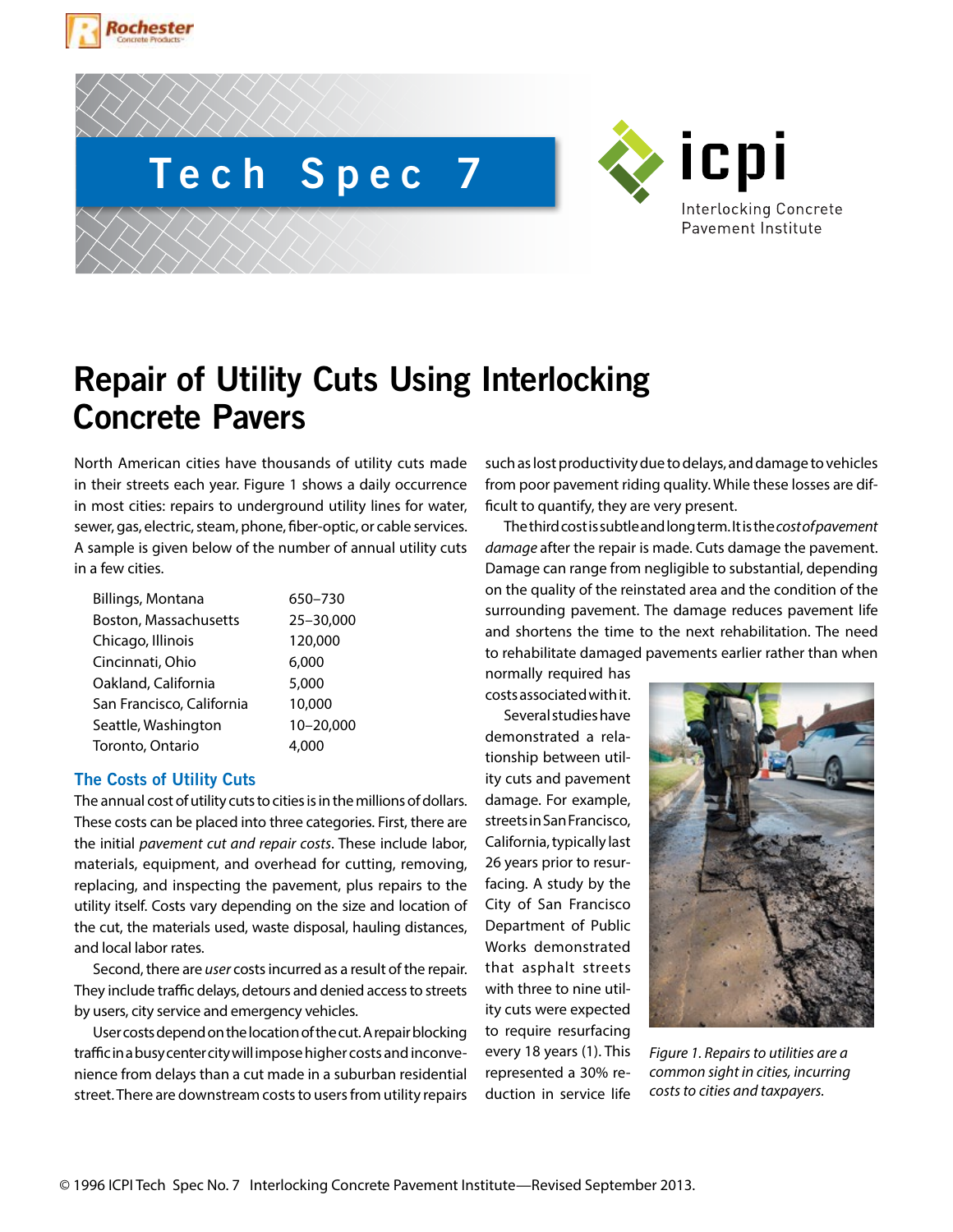Tech Spec 7

# Repair of Utility Cuts Using Interlocking Concrete Pavers

North American cities have thousands of utility cuts made in their streets each year. Figure 1 shows a daily occurrence in most cities: repairs to underground utility lines for water, sewer, gas, electric, steam, phone, fiber-optic, or cable services. A sample is given below of the number of annual utility cuts in a few cities.

| City | Annual utility cuts |
|---|---|
| Billings, Montana | 650–730 |
| Boston, Massachusetts | 25–30,000 |
| Chicago, Illinois | 120,000 |
| Cincinnati, Ohio | 6,000 |
| Oakland, California | 5,000 |
| San Francisco, California | 10,000 |
| Seattle, Washington | 10–20,000 |
| Toronto, Ontario | 4,000 |

## The Costs of Utility Cuts

The annual cost of utility cuts to cities is in the millions of dollars. These costs can be placed into three categories. First, there are the initial *pavement cut and repair costs*. These include labor, materials, equipment, and overhead for cutting, removing, replacing, and inspecting the pavement, plus repairs to the utility itself. Costs vary depending on the size and location of the cut, the materials used, waste disposal, hauling distances, and local labor rates.

Second, there are *user* costs incurred as a result of the repair. They include traffic delays, detours and denied access to streets by users, city service and emergency vehicles.

User costs depend on the location of the cut. A repair blocking traffic in a busy center city will impose higher costs and inconvenience from delays than a cut made in a suburban residential street. There are downstream costs to users from utility repairs such as lost productivity due to delays, and damage to vehicles from poor pavement riding quality. While these losses are difficult to quantify, they are very present.

The third cost is subtle and long term. It is the *cost of pavement damage* after the repair is made. Cuts damage the pavement. Damage can range from negligible to substantial, depending on the quality of the reinstated area and the condition of the surrounding pavement. The damage reduces pavement life and shortens the time to the next rehabilitation. The need to rehabilitate damaged pavements earlier rather than when normally required has costs associated with it.

Several studies have demonstrated a relationship between utility cuts and pavement damage. For example, streets in San Francisco, California, typically last 26 years prior to resurfacing. A study by the City of San Francisco Department of Public Works demonstrated that asphalt streets with three to nine utility cuts were expected to require resurfacing every 18 years (1). This represented a 30% reduction in service life

*Figure 1. Repairs to utilities are a common sight in cities, incurring costs to cities and taxpayers.*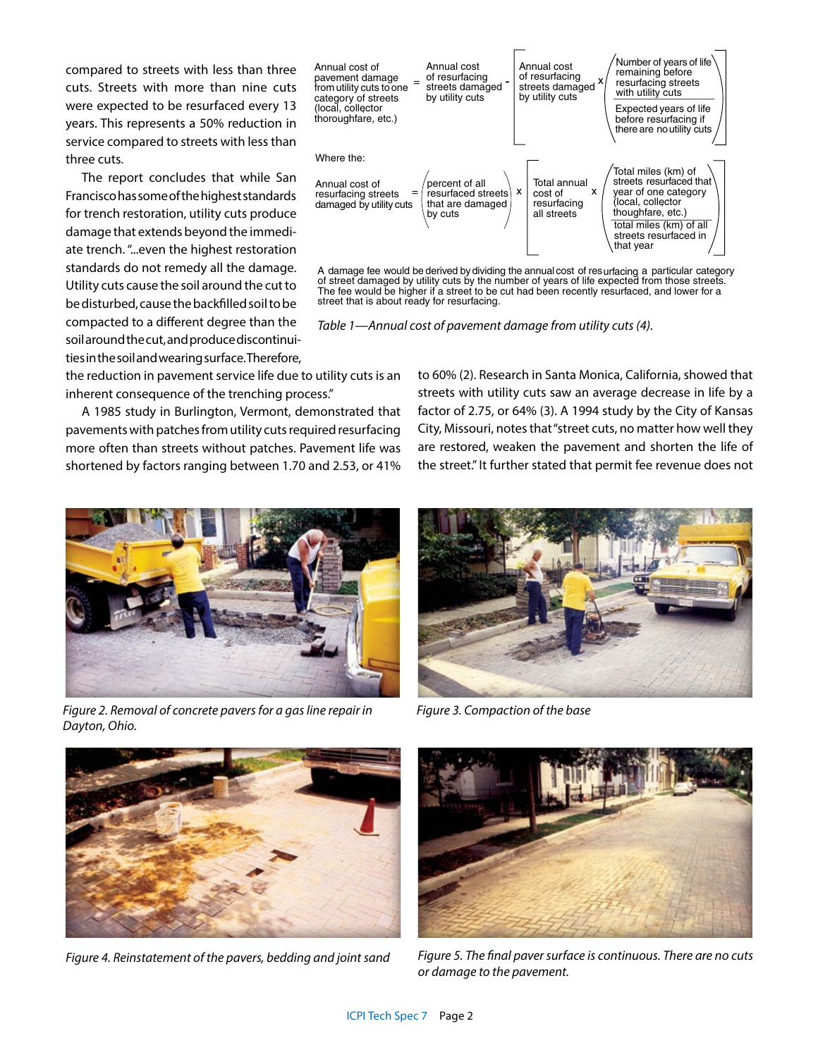compared to streets with less than three cuts. Streets with more than nine cuts were expected to be resurfaced every 13 years. This represents a 50% reduction in service compared to streets with less than three cuts.

The report concludes that while San Francisco has some of the highest standards for trench restoration, utility cuts produce damage that extends beyond the immediate trench. "...even the highest restoration standards do not remedy all the damage. Utility cuts cause the soil around the cut to be disturbed, cause the backfilled soil to be compacted to a different degree than the soil around the cut, and produce discontinuities in the soil and wearing surface. Therefore, the reduction in pavement service life due to utility cuts is an inherent consequence of the trenching process."

A 1985 study in Burlington, Vermont, demonstrated that pavements with patches from utility cuts required resurfacing more often than streets without patches. Pavement life was shortened by factors ranging between 1.70 and 2.53, or 41% to 60% (2). Research in Santa Monica, California, showed that streets with utility cuts saw an average decrease in life by a factor of 2.75, or 64% (3). A 1994 study by the City of Kansas City, Missouri, notes that "street cuts, no matter how well they are restored, weaken the pavement and shorten the life of the street." It further stated that permit fee revenue does not

$$\text{Annual cost of pavement damage from utility cuts to one category of streets (local, collector thoroughfare, etc.)} = \text{Annual cost of resurfacing streets damaged by utility cuts} - \left[\text{Annual cost of resurfacing streets damaged by utility cuts} \times \left(\frac{\text{Number of years of life remaining before resurfacing streets with utility cuts}}{\text{Expected years of life before resurfacing if there are no utility cuts}}\right)\right]$$

Where the:

$$\text{Annual cost of resurfacing streets damaged by utility cuts} = \left(\text{percent of all resurfaced streets that are damaged by cuts}\right) \times \left[\text{Total annual cost of resurfacing all streets}\right] \times \left(\frac{\text{Total miles (km) of streets resurfaced that year of one category (local, collector thoughfare, etc.)}}{\text{total miles (km) of all streets resurfaced in that year}}\right)$$

A damage fee would be derived by dividing the annual cost of resurfacing a particular category of street damaged by utility cuts by the number of years of life expected from those streets. The fee would be higher if a street to be cut had been recently resurfaced, and lower for a street that is about ready for resurfacing.

*Table 1—Annual cost of pavement damage from utility cuts (4).*

*Figure 2. Removal of concrete pavers for a gas line repair in Dayton, Ohio.*

*Figure 3. Compaction of the base*

*Figure 4. Reinstatement of the pavers, bedding and joint sand*

*Figure 5. The final paver surface is continuous. There are no cuts or damage to the pavement.*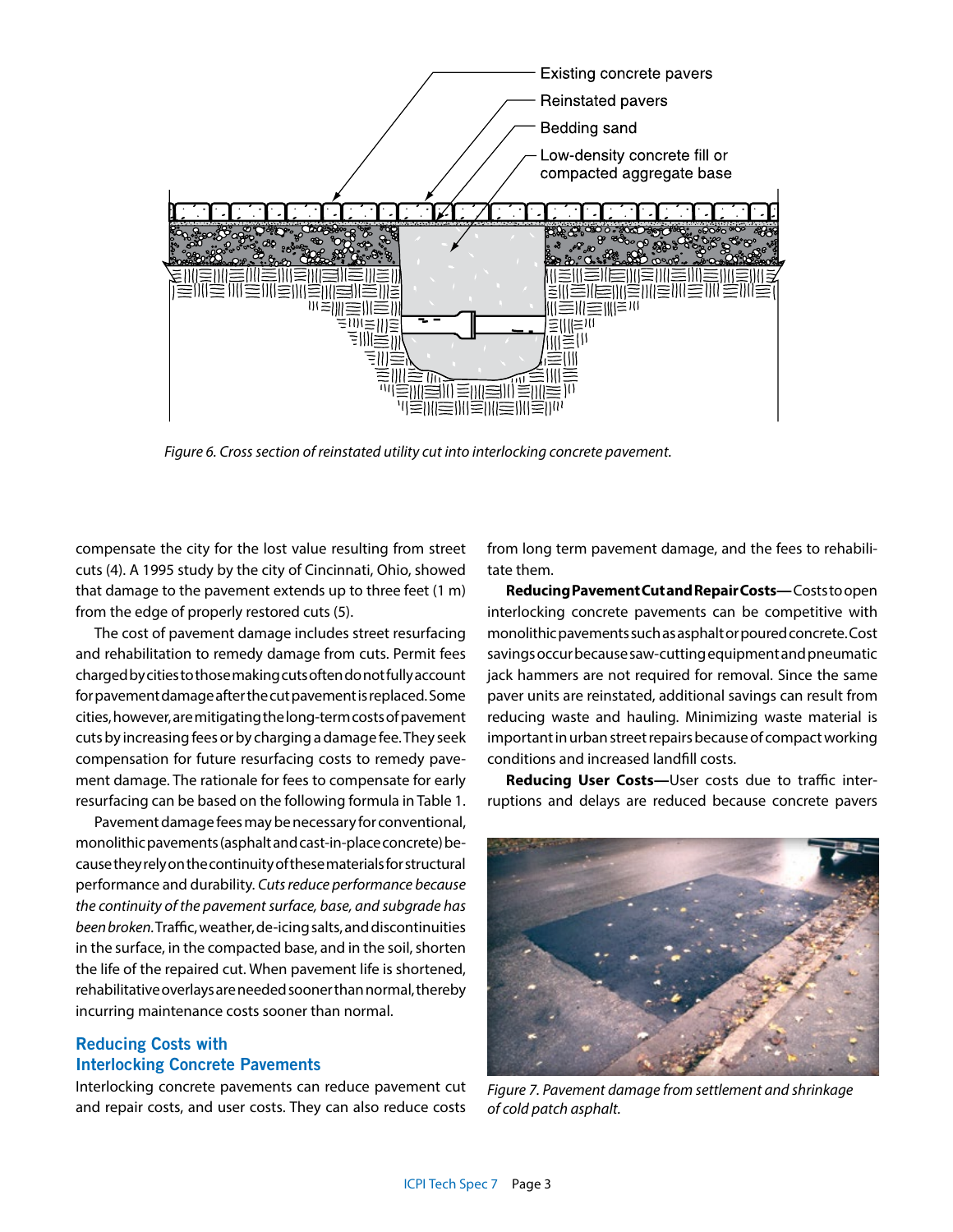Existing concrete pavers

Reinstated pavers

Bedding sand

Low-density concrete fill or compacted aggregate base

*Figure 6. Cross section of reinstated utility cut into interlocking concrete pavement.*

compensate the city for the lost value resulting from street cuts (4). A 1995 study by the city of Cincinnati, Ohio, showed that damage to the pavement extends up to three feet (1 m) from the edge of properly restored cuts (5).

The cost of pavement damage includes street resurfacing and rehabilitation to remedy damage from cuts. Permit fees charged by cities to those making cuts often do not fully account for pavement damage after the cut pavement is replaced. Some cities, however, are mitigating the long-term costs of pavement cuts by increasing fees or by charging a damage fee. They seek compensation for future resurfacing costs to remedy pavement damage. The rationale for fees to compensate for early resurfacing can be based on the following formula in Table 1.

Pavement damage fees may be necessary for conventional, monolithic pavements (asphalt and cast-in-place concrete) because they rely on the continuity of these materials for structural performance and durability. *Cuts reduce performance because the continuity of the pavement surface, base, and subgrade has been broken.* Traffic, weather, de-icing salts, and discontinuities in the surface, in the compacted base, and in the soil, shorten the life of the repaired cut. When pavement life is shortened, rehabilitative overlays are needed sooner than normal, thereby incurring maintenance costs sooner than normal.

## Reducing Costs with Interlocking Concrete Pavements

Interlocking concrete pavements can reduce pavement cut and repair costs, and user costs. They can also reduce costs from long term pavement damage, and the fees to rehabilitate them.

**Reducing Pavement Cut and Repair Costs—** Costs to open interlocking concrete pavements can be competitive with monolithic pavements such as asphalt or poured concrete. Cost savings occur because saw-cutting equipment and pneumatic jack hammers are not required for removal. Since the same paver units are reinstated, additional savings can result from reducing waste and hauling. Minimizing waste material is important in urban street repairs because of compact working conditions and increased landfill costs.

**Reducing User Costs—** User costs due to traffic interruptions and delays are reduced because concrete pavers

*Figure 7. Pavement damage from settlement and shrinkage of cold patch asphalt.*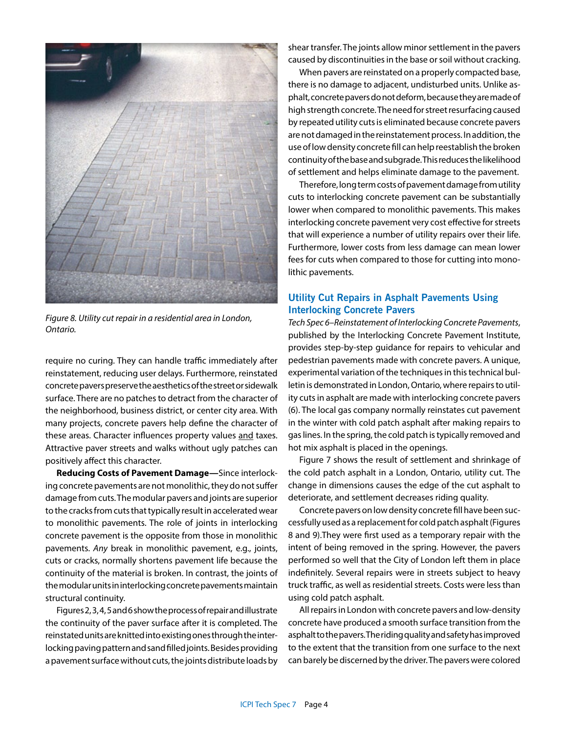*Figure 8. Utility cut repair in a residential area in London, Ontario.*

require no curing. They can handle traffic immediately after reinstatement, reducing user delays. Furthermore, reinstated concrete pavers preserve the aesthetics of the street or sidewalk surface. There are no patches to detract from the character of the neighborhood, business district, or center city area. With many projects, concrete pavers help define the character of these areas. Character influences property values and taxes. Attractive paver streets and walks without ugly patches can positively affect this character.

**Reducing Costs of Pavement Damage—**Since interlocking concrete pavements are not monolithic, they do not suffer damage from cuts. The modular pavers and joints are superior to the cracks from cuts that typically result in accelerated wear to monolithic pavements. The role of joints in interlocking concrete pavement is the opposite from those in monolithic pavements. *Any* break in monolithic pavement, e.g., joints, cuts or cracks, normally shortens pavement life because the continuity of the material is broken. In contrast, the joints of the modular units in interlocking concrete pavements maintain structural continuity.

Figures 2, 3, 4, 5 and 6 show the process of repair and illustrate the continuity of the paver surface after it is completed. The reinstated units are knitted into existing ones through the interlocking paving pattern and sand filled joints. Besides providing a pavement surface without cuts, the joints distribute loads by shear transfer. The joints allow minor settlement in the pavers caused by discontinuities in the base or soil without cracking.

When pavers are reinstated on a properly compacted base, there is no damage to adjacent, undisturbed units. Unlike asphalt, concrete pavers do not deform, because they are made of high strength concrete. The need for street resurfacing caused by repeated utility cuts is eliminated because concrete pavers are not damaged in the reinstatement process. In addition, the use of low density concrete fill can help reestablish the broken continuity of the base and subgrade. This reduces the likelihood of settlement and helps eliminate damage to the pavement.

Therefore, long term costs of pavement damage from utility cuts to interlocking concrete pavement can be substantially lower when compared to monolithic pavements. This makes interlocking concrete pavement very cost effective for streets that will experience a number of utility repairs over their life. Furthermore, lower costs from less damage can mean lower fees for cuts when compared to those for cutting into monolithic pavements.

## Utility Cut Repairs in Asphalt Pavements Using Interlocking Concrete Pavers

*Tech Spec 6–Reinstatement of Interlocking Concrete Pavements*, published by the Interlocking Concrete Pavement Institute, provides step-by-step guidance for repairs to vehicular and pedestrian pavements made with concrete pavers. A unique, experimental variation of the techniques in this technical bulletin is demonstrated in London, Ontario, where repairs to utility cuts in asphalt are made with interlocking concrete pavers (6). The local gas company normally reinstates cut pavement in the winter with cold patch asphalt after making repairs to gas lines. In the spring, the cold patch is typically removed and hot mix asphalt is placed in the openings.

Figure 7 shows the result of settlement and shrinkage of the cold patch asphalt in a London, Ontario, utility cut. The change in dimensions causes the edge of the cut asphalt to deteriorate, and settlement decreases riding quality.

Concrete pavers on low density concrete fill have been successfully used as a replacement for cold patch asphalt (Figures 8 and 9). They were first used as a temporary repair with the intent of being removed in the spring. However, the pavers performed so well that the City of London left them in place indefinitely. Several repairs were in streets subject to heavy truck traffic, as well as residential streets. Costs were less than using cold patch asphalt.

All repairs in London with concrete pavers and low-density concrete have produced a smooth surface transition from the asphalt to the pavers. The riding quality and safety has improved to the extent that the transition from one surface to the next can barely be discerned by the driver. The pavers were colored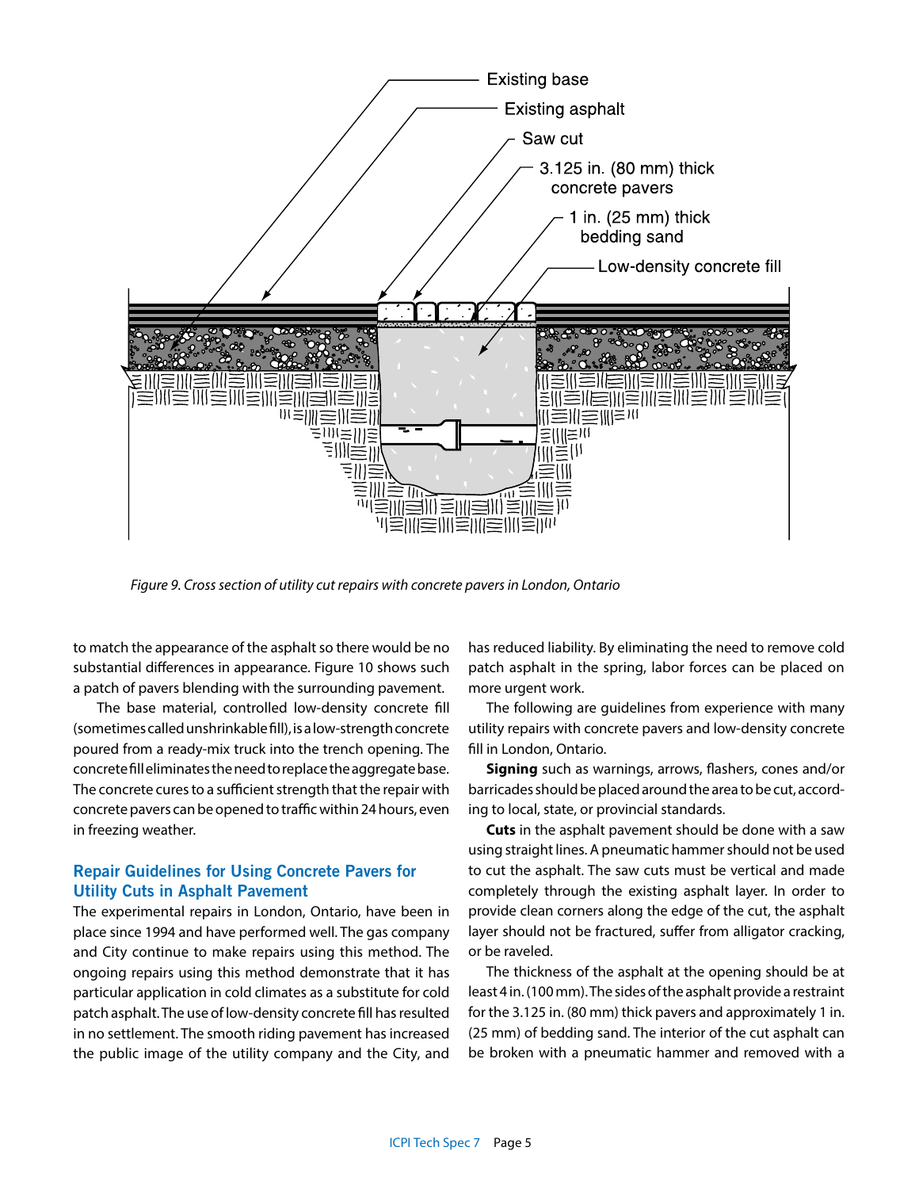Existing base

Existing asphalt

Saw cut

3.125 in. (80 mm) thick concrete pavers

1 in. (25 mm) thick bedding sand

Low-density concrete fill

*Figure 9. Cross section of utility cut repairs with concrete pavers in London, Ontario*

to match the appearance of the asphalt so there would be no substantial differences in appearance. Figure 10 shows such a patch of pavers blending with the surrounding pavement.

The base material, controlled low-density concrete fill (sometimes called unshrinkable fill), is a low-strength concrete poured from a ready-mix truck into the trench opening. The concrete fill eliminates the need to replace the aggregate base. The concrete cures to a sufficient strength that the repair with concrete pavers can be opened to traffic within 24 hours, even in freezing weather.

## Repair Guidelines for Using Concrete Pavers for Utility Cuts in Asphalt Pavement

The experimental repairs in London, Ontario, have been in place since 1994 and have performed well. The gas company and City continue to make repairs using this method. The ongoing repairs using this method demonstrate that it has particular application in cold climates as a substitute for cold patch asphalt. The use of low-density concrete fill has resulted in no settlement. The smooth riding pavement has increased the public image of the utility company and the City, and has reduced liability. By eliminating the need to remove cold patch asphalt in the spring, labor forces can be placed on more urgent work.

The following are guidelines from experience with many utility repairs with concrete pavers and low-density concrete fill in London, Ontario.

**Signing** such as warnings, arrows, flashers, cones and/or barricades should be placed around the area to be cut, according to local, state, or provincial standards.

**Cuts** in the asphalt pavement should be done with a saw using straight lines. A pneumatic hammer should not be used to cut the asphalt. The saw cuts must be vertical and made completely through the existing asphalt layer. In order to provide clean corners along the edge of the cut, the asphalt layer should not be fractured, suffer from alligator cracking, or be raveled.

The thickness of the asphalt at the opening should be at least 4 in. (100 mm). The sides of the asphalt provide a restraint for the 3.125 in. (80 mm) thick pavers and approximately 1 in. (25 mm) of bedding sand. The interior of the cut asphalt can be broken with a pneumatic hammer and removed with a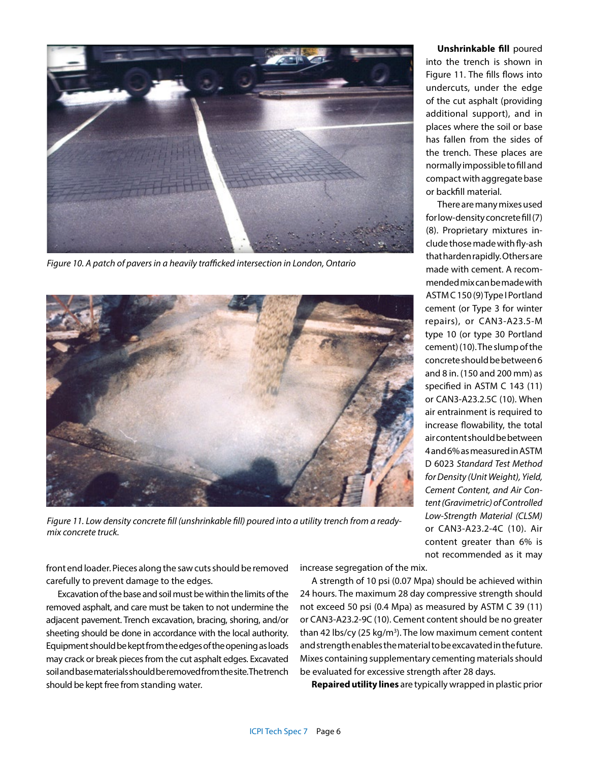Figure 10. A patch of pavers in a heavily trafficked intersection in London, Ontario

Figure 11. Low density concrete fill (unshrinkable fill) poured into a utility trench from a ready-mix concrete truck.

front end loader. Pieces along the saw cuts should be removed carefully to prevent damage to the edges.

Excavation of the base and soil must be within the limits of the removed asphalt, and care must be taken to not undermine the adjacent pavement. Trench excavation, bracing, shoring, and/or sheeting should be done in accordance with the local authority. Equipment should be kept from the edges of the opening as loads may crack or break pieces from the cut asphalt edges. Excavated soil and base materials should be removed from the site. The trench should be kept free from standing water.

**Unshrinkable fill** poured into the trench is shown in Figure 11. The fills flows into undercuts, under the edge of the cut asphalt (providing additional support), and in places where the soil or base has fallen from the sides of the trench. These places are normally impossible to fill and compact with aggregate base or backfill material.

There are many mixes used for low-density concrete fill (7) (8). Proprietary mixtures include those made with fly-ash that harden rapidly. Others are made with cement. A recommended mix can be made with ASTM C 150 (9) Type I Portland cement (or Type 3 for winter repairs), or CAN3-A23.5-M type 10 (or type 30 Portland cement) (10). The slump of the concrete should be between 6 and 8 in. (150 and 200 mm) as specified in ASTM C 143 (11) or CAN3-A23.2.5C (10). When air entrainment is required to increase flowability, the total air content should be between 4 and 6% as measured in ASTM D 6023 *Standard Test Method for Density (Unit Weight), Yield, Cement Content, and Air Content (Gravimetric) of Controlled Low-Strength Material (CLSM)* or CAN3-A23.2-4C (10). Air content greater than 6% is not recommended as it may increase segregation of the mix.

A strength of 10 psi (0.07 Mpa) should be achieved within 24 hours. The maximum 28 day compressive strength should not exceed 50 psi (0.4 Mpa) as measured by ASTM C 39 (11) or CAN3-A23.2-9C (10). Cement content should be no greater than 42 lbs/cy (25 kg/m$^3$). The low maximum cement content and strength enables the material to be excavated in the future. Mixes containing supplementary cementing materials should be evaluated for excessive strength after 28 days.

**Repaired utility lines** are typically wrapped in plastic prior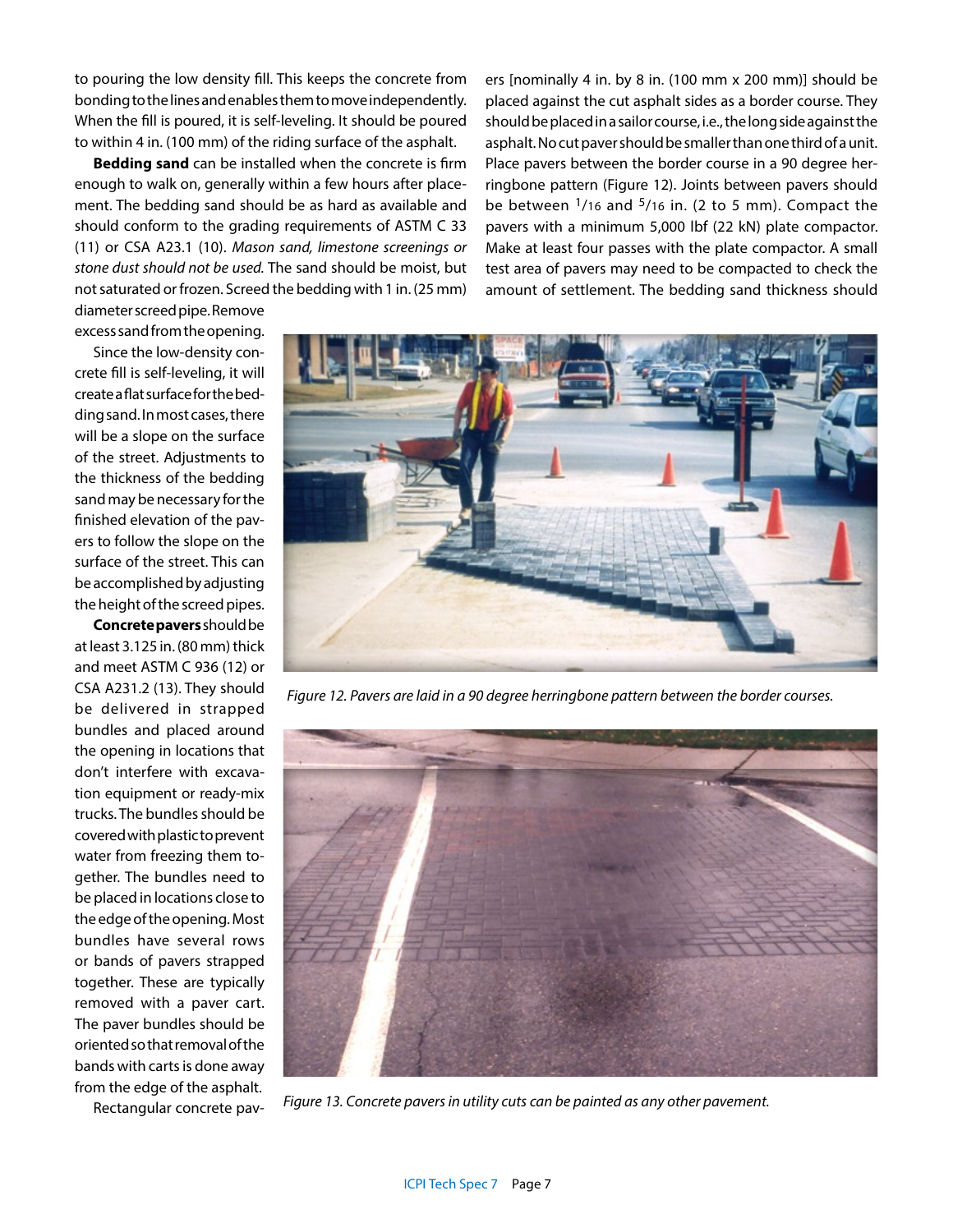to pouring the low density fill. This keeps the concrete from bonding to the lines and enables them to move independently. When the fill is poured, it is self-leveling. It should be poured to within 4 in. (100 mm) of the riding surface of the asphalt.

**Bedding sand** can be installed when the concrete is firm enough to walk on, generally within a few hours after placement. The bedding sand should be as hard as available and should conform to the grading requirements of ASTM C 33 (11) or CSA A23.1 (10). *Mason sand, limestone screenings or stone dust should not be used.* The sand should be moist, but not saturated or frozen. Screed the bedding with 1 in. (25 mm) diameter screed pipe. Remove excess sand from the opening.

Since the low-density concrete fill is self-leveling, it will create a flat surface for the bedding sand. In most cases, there will be a slope on the surface of the street. Adjustments to the thickness of the bedding sand may be necessary for the finished elevation of the pavers to follow the slope on the surface of the street. This can be accomplished by adjusting the height of the screed pipes.

**Concrete pavers** should be at least 3.125 in. (80 mm) thick and meet ASTM C 936 (12) or CSA A231.2 (13). They should be delivered in strapped bundles and placed around the opening in locations that don't interfere with excavation equipment or ready-mix trucks. The bundles should be covered with plastic to prevent water from freezing them together. The bundles need to be placed in locations close to the edge of the opening. Most bundles have several rows or bands of pavers strapped together. These are typically removed with a paver cart. The paver bundles should be oriented so that removal of the bands with carts is done away from the edge of the asphalt.

Rectangular concrete pavers [nominally 4 in. by 8 in. (100 mm x 200 mm)] should be placed against the cut asphalt sides as a border course. They should be placed in a sailor course, i.e., the long side against the asphalt. No cut paver should be smaller than one third of a unit. Place pavers between the border course in a 90 degree herringbone pattern (Figure 12). Joints between pavers should be between 1/16 and 5/16 in. (2 to 5 mm). Compact the pavers with a minimum 5,000 lbf (22 kN) plate compactor. Make at least four passes with the plate compactor. A small test area of pavers may need to be compacted to check the amount of settlement. The bedding sand thickness should

*Figure 12. Pavers are laid in a 90 degree herringbone pattern between the border courses.*

*Figure 13. Concrete pavers in utility cuts can be painted as any other pavement.*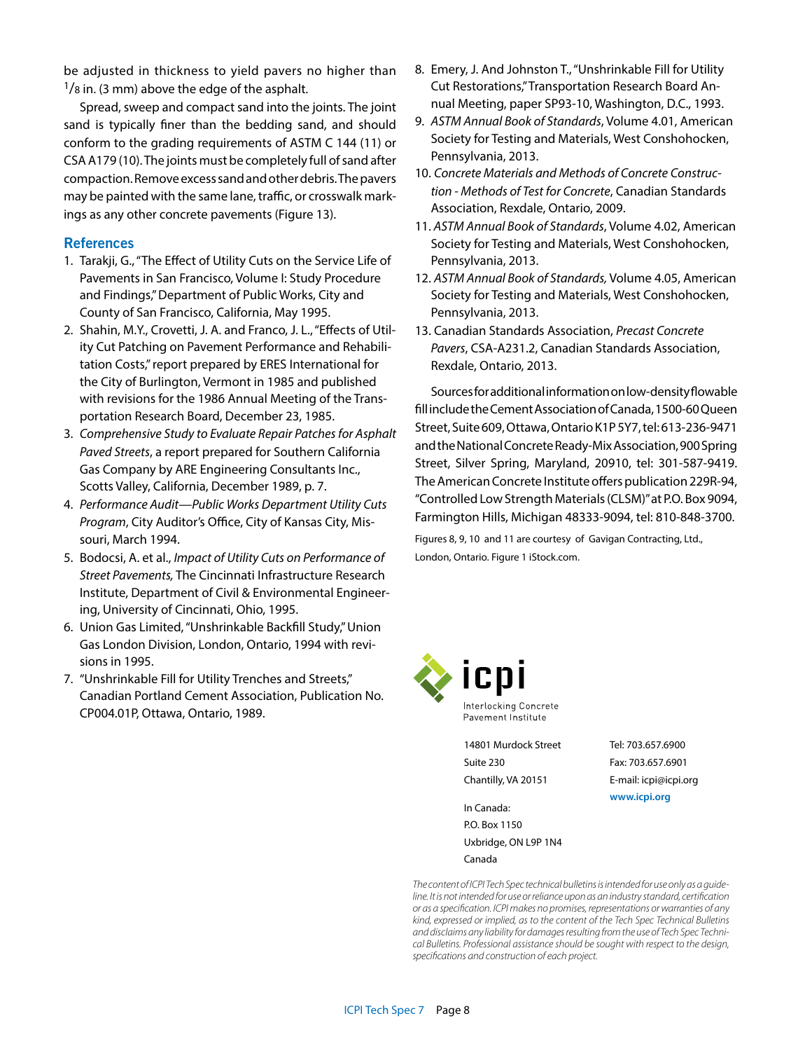be adjusted in thickness to yield pavers no higher than $^{1}/_{8}$ in. (3 mm) above the edge of the asphalt.

Spread, sweep and compact sand into the joints. The joint sand is typically finer than the bedding sand, and should conform to the grading requirements of ASTM C 144 (11) or CSA A179 (10). The joints must be completely full of sand after compaction. Remove excess sand and other debris. The pavers may be painted with the same lane, traffic, or crosswalk markings as any other concrete pavements (Figure 13).

## References

1. Tarakji, G., "The Effect of Utility Cuts on the Service Life of Pavements in San Francisco, Volume I: Study Procedure and Findings," Department of Public Works, City and County of San Francisco, California, May 1995.
2. Shahin, M.Y., Crovetti, J. A. and Franco, J. L., "Effects of Utility Cut Patching on Pavement Performance and Rehabilitation Costs," report prepared by ERES International for the City of Burlington, Vermont in 1985 and published with revisions for the 1986 Annual Meeting of the Transportation Research Board, December 23, 1985.
3. *Comprehensive Study to Evaluate Repair Patches for Asphalt Paved Streets*, a report prepared for Southern California Gas Company by ARE Engineering Consultants Inc., Scotts Valley, California, December 1989, p. 7.
4. *Performance Audit—Public Works Department Utility Cuts Program*, City Auditor's Office, City of Kansas City, Missouri, March 1994.
5. Bodocsi, A. et al., *Impact of Utility Cuts on Performance of Street Pavements,* The Cincinnati Infrastructure Research Institute, Department of Civil & Environmental Engineering, University of Cincinnati, Ohio, 1995.
6. Union Gas Limited, "Unshrinkable Backfill Study," Union Gas London Division, London, Ontario, 1994 with revisions in 1995.
7. "Unshrinkable Fill for Utility Trenches and Streets," Canadian Portland Cement Association, Publication No. CP004.01P, Ottawa, Ontario, 1989.
8. Emery, J. And Johnston T., "Unshrinkable Fill for Utility Cut Restorations," Transportation Research Board Annual Meeting, paper SP93-10, Washington, D.C., 1993.
9. *ASTM Annual Book of Standards*, Volume 4.01, American Society for Testing and Materials, West Conshohocken, Pennsylvania, 2013.
10. *Concrete Materials and Methods of Concrete Construction - Methods of Test for Concrete*, Canadian Standards Association, Rexdale, Ontario, 2009.
11. *ASTM Annual Book of Standards*, Volume 4.02, American Society for Testing and Materials, West Conshohocken, Pennsylvania, 2013.
12. *ASTM Annual Book of Standards,* Volume 4.05, American Society for Testing and Materials, West Conshohocken, Pennsylvania, 2013.
13. Canadian Standards Association, *Precast Concrete Pavers*, CSA-A231.2, Canadian Standards Association, Rexdale, Ontario, 2013.

Sources for additional information on low-density flowable fill include the Cement Association of Canada, 1500-60 Queen Street, Suite 609, Ottawa, Ontario K1P 5Y7, tel: 613-236-9471 and the National Concrete Ready-Mix Association, 900 Spring Street, Silver Spring, Maryland, 20910, tel: 301-587-9419. The American Concrete Institute offers publication 229R-94, "Controlled Low Strength Materials (CLSM)" at P.O. Box 9094, Farmington Hills, Michigan 48333-9094, tel: 810-848-3700.

Figures 8, 9, 10 and 11 are courtesy of Gavigan Contracting, Ltd., London, Ontario. Figure 1 iStock.com.

icpi
Interlocking Concrete Pavement Institute

14801 Murdock Street
Suite 230
Chantilly, VA 20151

In Canada:
P.O. Box 1150
Uxbridge, ON L9P 1N4
Canada

Tel: 703.657.6900
Fax: 703.657.6901
E-mail: icpi@icpi.org
www.icpi.org

*The content of ICPI Tech Spec technical bulletins is intended for use only as a guideline. It is not intended for use or reliance upon as an industry standard, certification or as a specification. ICPI makes no promises, representations or warranties of any kind, expressed or implied, as to the content of the Tech Spec Technical Bulletins and disclaims any liability for damages resulting from the use of Tech Spec Technical Bulletins. Professional assistance should be sought with respect to the design, specifications and construction of each project.*